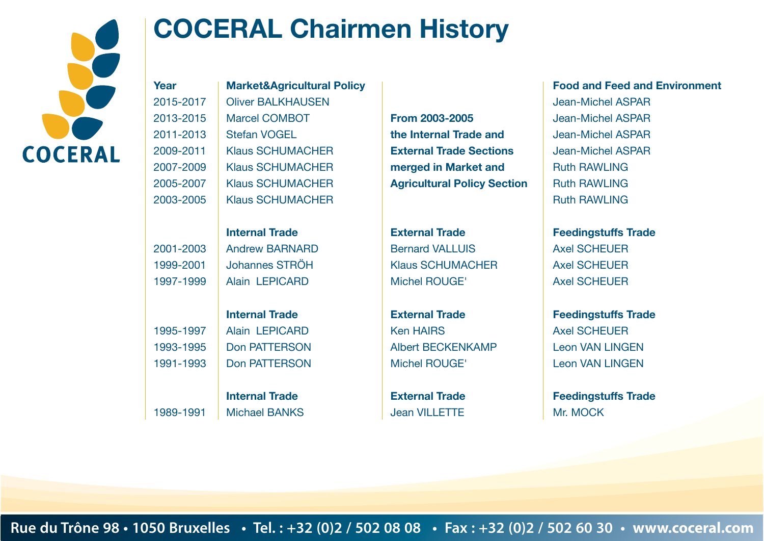# COCERAL Chairmen History

| Year | Market&Agricultural Policy | | Food and Feed and Environment |
|---|---|---|---|
| 2015-2017 | Oliver BALKHAUSEN | | Jean-Michel ASPAR |
| 2013-2015 | Marcel COMBOT | **From 2003-2005** | Jean-Michel ASPAR |
| 2011-2013 | Stefan VOGEL | **the Internal Trade and** | Jean-Michel ASPAR |
| 2009-2011 | Klaus SCHUMACHER | **External Trade Sections** | Jean-Michel ASPAR |
| 2007-2009 | Klaus SCHUMACHER | **merged in Market and** | Ruth RAWLING |
| 2005-2007 | Klaus SCHUMACHER | **Agricultural Policy Section** | Ruth RAWLING |
| 2003-2005 | Klaus SCHUMACHER | | Ruth RAWLING |
| | **Internal Trade** | **External Trade** | **Feedingstuffs Trade** |
| 2001-2003 | Andrew BARNARD | Bernard VALLUIS | Axel SCHEUER |
| 1999-2001 | Johannes STRÖH | Klaus SCHUMACHER | Axel SCHEUER |
| 1997-1999 | Alain LEPICARD | Michel ROUGE' | Axel SCHEUER |
| | **Internal Trade** | **External Trade** | **Feedingstuffs Trade** |
| 1995-1997 | Alain LEPICARD | Ken HAIRS | Axel SCHEUER |
| 1993-1995 | Don PATTERSON | Albert BECKENKAMP | Leon VAN LINGEN |
| 1991-1993 | Don PATTERSON | Michel ROUGE' | Leon VAN LINGEN |
| | **Internal Trade** | **External Trade** | **Feedingstuffs Trade** |
| 1989-1991 | Michael BANKS | Jean VILLETTE | Mr. MOCK |

Rue du Trône 98 • 1050 Bruxelles • Tel. : +32 (0)2 / 502 08 08 • Fax : +32 (0)2 / 502 60 30 • www.coceral.com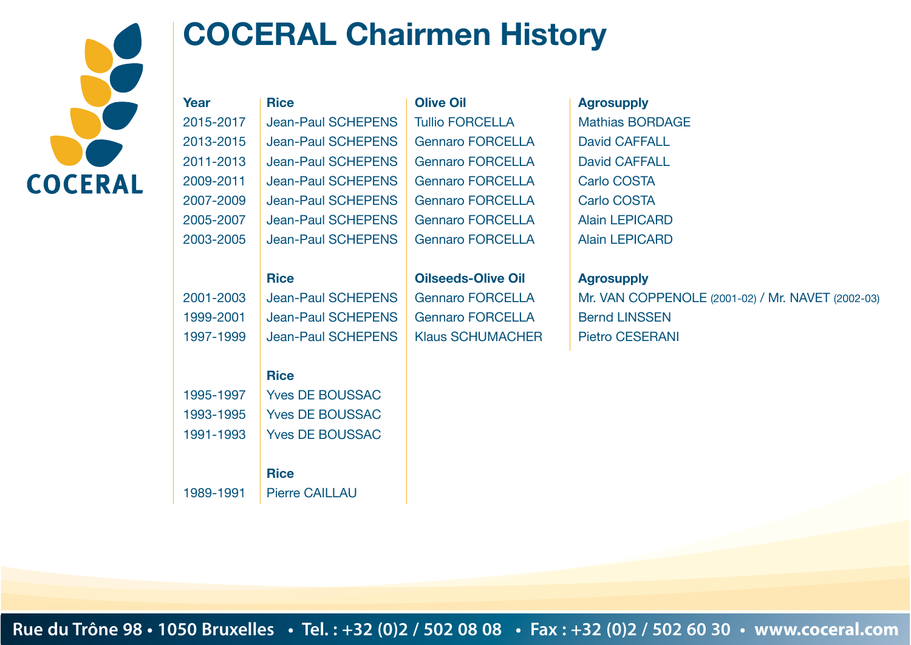# COCERAL Chairmen History

| Year | Rice | Olive Oil | Agrosupply |
|---|---|---|---|
| 2015-2017 | Jean-Paul SCHEPENS | Tullio FORCELLA | Mathias BORDAGE |
| 2013-2015 | Jean-Paul SCHEPENS | Gennaro FORCELLA | David CAFFALL |
| 2011-2013 | Jean-Paul SCHEPENS | Gennaro FORCELLA | David CAFFALL |
| 2009-2011 | Jean-Paul SCHEPENS | Gennaro FORCELLA | Carlo COSTA |
| 2007-2009 | Jean-Paul SCHEPENS | Gennaro FORCELLA | Carlo COSTA |
| 2005-2007 | Jean-Paul SCHEPENS | Gennaro FORCELLA | Alain LEPICARD |
| 2003-2005 | Jean-Paul SCHEPENS | Gennaro FORCELLA | Alain LEPICARD |
| | **Rice** | **Oilseeds-Olive Oil** | **Agrosupply** |
| 2001-2003 | Jean-Paul SCHEPENS | Gennaro FORCELLA | Mr. VAN COPPENOLE (2001-02) / Mr. NAVET (2002-03) |
| 1999-2001 | Jean-Paul SCHEPENS | Gennaro FORCELLA | Bernd LINSSEN |
| 1997-1999 | Jean-Paul SCHEPENS | Klaus SCHUMACHER | Pietro CESERANI |
| | **Rice** | | |
| 1995-1997 | Yves DE BOUSSAC | | |
| 1993-1995 | Yves DE BOUSSAC | | |
| 1991-1993 | Yves DE BOUSSAC | | |
| | **Rice** | | |
| 1989-1991 | Pierre CAILLAU | | |

Rue du Trône 98 • 1050 Bruxelles • Tel. : +32 (0)2 / 502 08 08 • Fax : +32 (0)2 / 502 60 30 • www.coceral.com